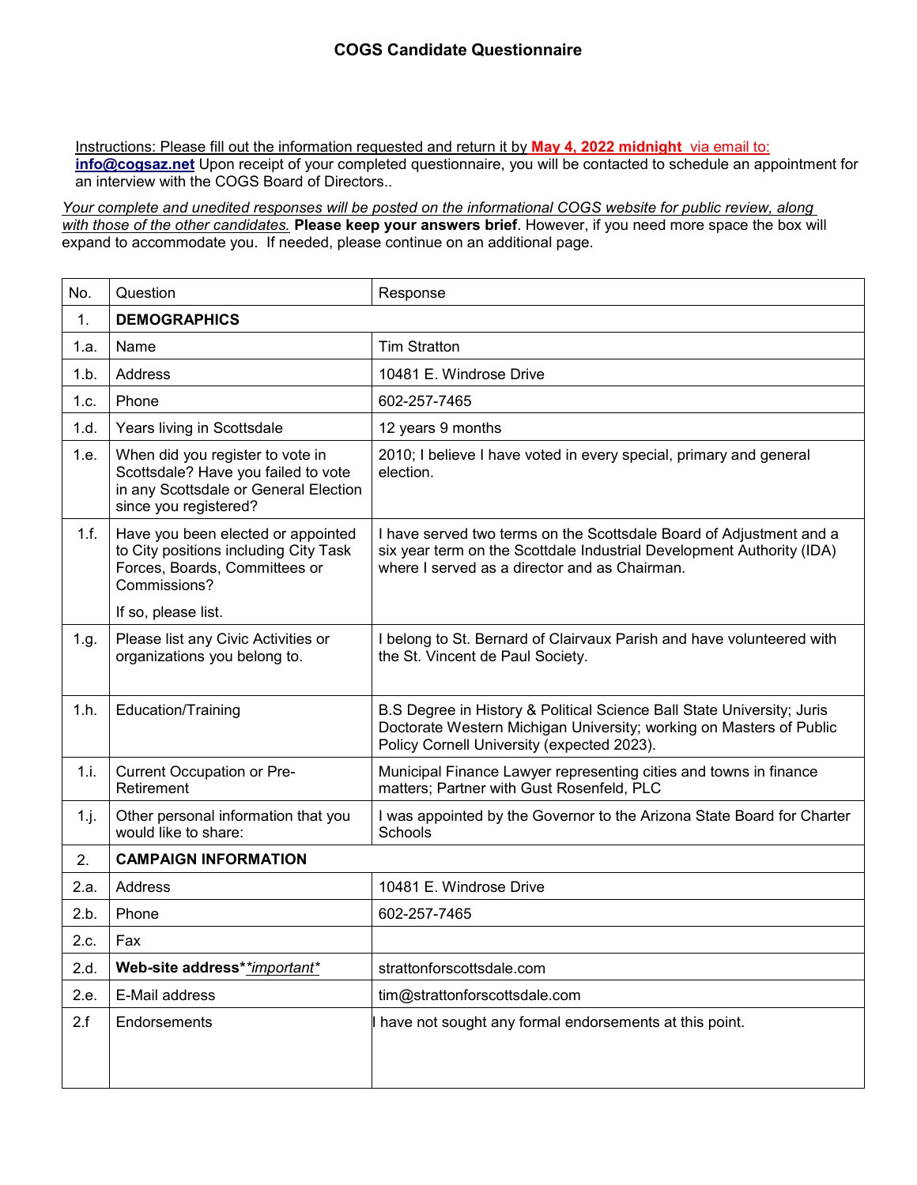# COGS Candidate Questionnaire

Instructions: Please fill out the information requested and return it by **May 4, 2022 midnight** via email to: **info@cogsaz.net** Upon receipt of your completed questionnaire, you will be contacted to schedule an appointment for an interview with the COGS Board of Directors..

*Your complete and unedited responses will be posted on the informational COGS website for public review, along with those of the other candidates.* **Please keep your answers brief**. However, if you need more space the box will expand to accommodate you. If needed, please continue on an additional page.

| No. | Question | Response |
|---|---|---|
| 1. | **DEMOGRAPHICS** | |
| 1.a. | Name | Tim Stratton |
| 1.b. | Address | 10481 E. Windrose Drive |
| 1.c. | Phone | 602-257-7465 |
| 1.d. | Years living in Scottsdale | 12 years 9 months |
| 1.e. | When did you register to vote in Scottsdale? Have you failed to vote in any Scottsdale or General Election since you registered? | 2010; I believe I have voted in every special, primary and general election. |
| 1.f. | Have you been elected or appointed to City positions including City Task Forces, Boards, Committees or Commissions?<br><br>If so, please list. | I have served two terms on the Scottsdale Board of Adjustment and a six year term on the Scottsdale Industrial Development Authority (IDA) where I served as a director and as Chairman. |
| 1.g. | Please list any Civic Activities or organizations you belong to. | I belong to St. Bernard of Clairvaux Parish and have volunteered with the St. Vincent de Paul Society. |
| 1.h. | Education/Training | B.S Degree in History & Political Science Ball State University; Juris Doctorate Western Michigan University; working on Masters of Public Policy Cornell University (expected 2023). |
| 1.i. | Current Occupation or Pre-Retirement | Municipal Finance Lawyer representing cities and towns in finance matters; Partner with Gust Rosenfeld, PLC |
| 1.j. | Other personal information that you would like to share: | I was appointed by the Governor to the Arizona State Board for Charter Schools |
| 2. | **CAMPAIGN INFORMATION** | |
| 2.a. | Address | 10481 E. Windrose Drive |
| 2.b. | Phone | 602-257-7465 |
| 2.c. | Fax | |
| 2.d. | **Web-site address*** *important* | strattonforscottsdale.com |
| 2.e. | E-Mail address | tim@strattonforscottsdale.com |
| 2.f | Endorsements | I have not sought any formal endorsements at this point. |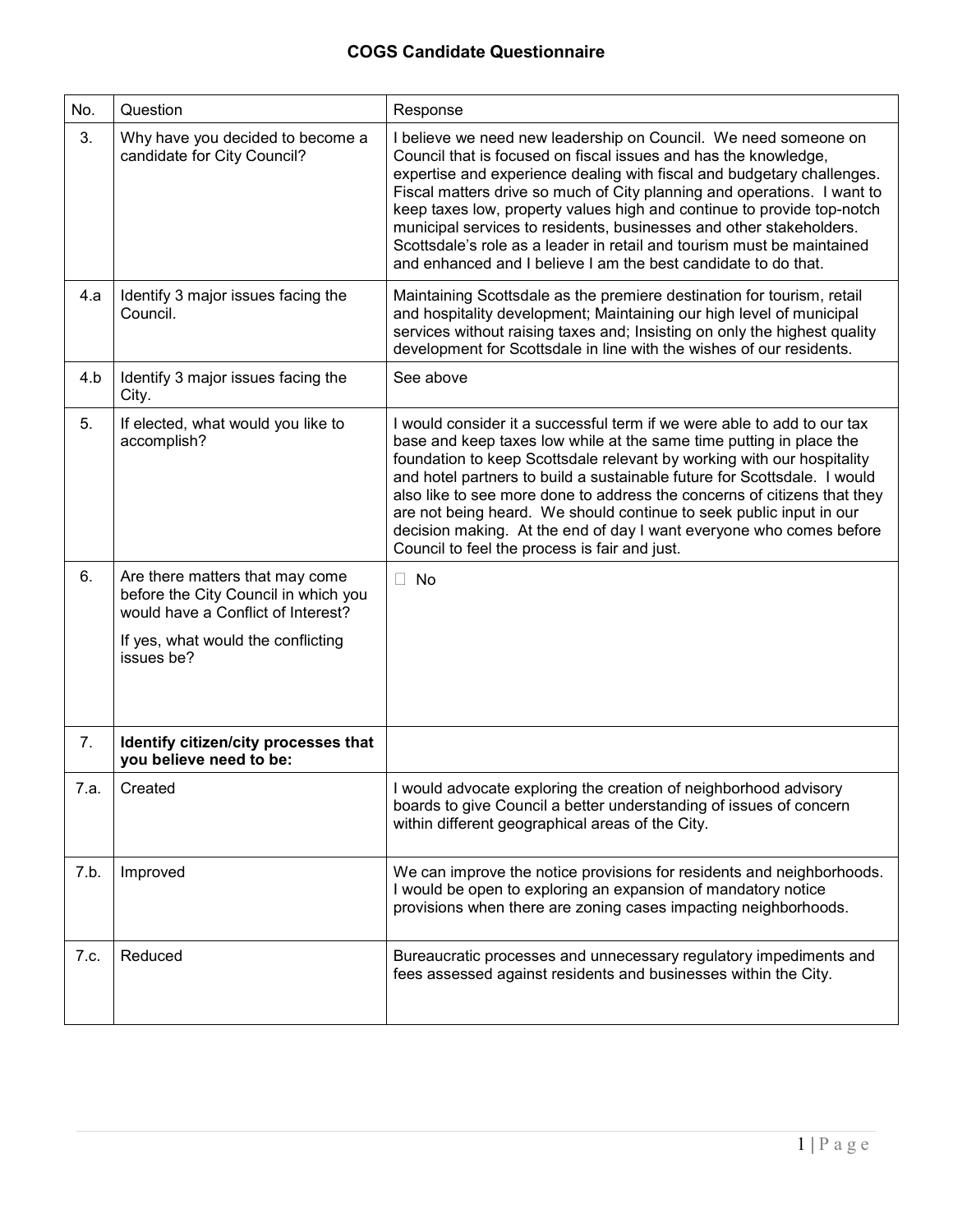# COGS Candidate Questionnaire

| No. | Question | Response |
|---|---|---|
| 3. | Why have you decided to become a candidate for City Council? | I believe we need new leadership on Council. We need someone on Council that is focused on fiscal issues and has the knowledge, expertise and experience dealing with fiscal and budgetary challenges. Fiscal matters drive so much of City planning and operations. I want to keep taxes low, property values high and continue to provide top-notch municipal services to residents, businesses and other stakeholders. Scottsdale's role as a leader in retail and tourism must be maintained and enhanced and I believe I am the best candidate to do that. |
| 4.a | Identify 3 major issues facing the Council. | Maintaining Scottsdale as the premiere destination for tourism, retail and hospitality development; Maintaining our high level of municipal services without raising taxes and; Insisting on only the highest quality development for Scottsdale in line with the wishes of our residents. |
| 4.b | Identify 3 major issues facing the City. | See above |
| 5. | If elected, what would you like to accomplish? | I would consider it a successful term if we were able to add to our tax base and keep taxes low while at the same time putting in place the foundation to keep Scottsdale relevant by working with our hospitality and hotel partners to build a sustainable future for Scottsdale. I would also like to see more done to address the concerns of citizens that they are not being heard. We should continue to seek public input in our decision making. At the end of day I want everyone who comes before Council to feel the process is fair and just. |
| 6. | Are there matters that may come before the City Council in which you would have a Conflict of Interest?<br><br>If yes, what would the conflicting issues be? | ☐ No |
| 7. | **Identify citizen/city processes that you believe need to be:** | |
| 7.a. | Created | I would advocate exploring the creation of neighborhood advisory boards to give Council a better understanding of issues of concern within different geographical areas of the City. |
| 7.b. | Improved | We can improve the notice provisions for residents and neighborhoods. I would be open to exploring an expansion of mandatory notice provisions when there are zoning cases impacting neighborhoods. |
| 7.c. | Reduced | Bureaucratic processes and unnecessary regulatory impediments and fees assessed against residents and businesses within the City. |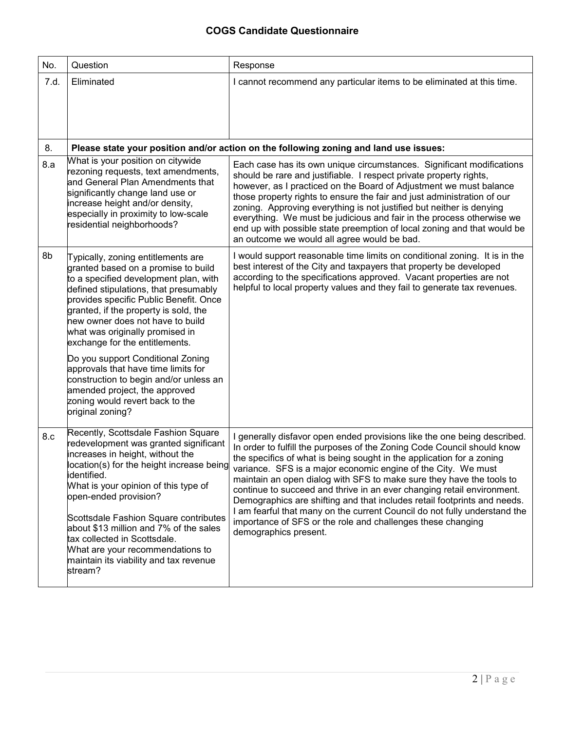## COGS Candidate Questionnaire

| No. | Question | Response |
|---|---|---|
| 7.d. | Eliminated | I cannot recommend any particular items to be eliminated at this time. |
| 8. | **Please state your position and/or action on the following zoning and land use issues:** | |
| 8.a | What is your position on citywide rezoning requests, text amendments, and General Plan Amendments that significantly change land use or increase height and/or density, especially in proximity to low-scale residential neighborhoods? | Each case has its own unique circumstances. Significant modifications should be rare and justifiable. I respect private property rights, however, as I practiced on the Board of Adjustment we must balance those property rights to ensure the fair and just administration of our zoning. Approving everything is not justified but neither is denying everything. We must be judicious and fair in the process otherwise we end up with possible state preemption of local zoning and that would be an outcome we would all agree would be bad. |
| 8b | Typically, zoning entitlements are granted based on a promise to build to a specified development plan, with defined stipulations, that presumably provides specific Public Benefit. Once granted, if the property is sold, the new owner does not have to build what was originally promised in exchange for the entitlements.<br><br>Do you support Conditional Zoning approvals that have time limits for construction to begin and/or unless an amended project, the approved zoning would revert back to the original zoning? | I would support reasonable time limits on conditional zoning. It is in the best interest of the City and taxpayers that property be developed according to the specifications approved. Vacant properties are not helpful to local property values and they fail to generate tax revenues. |
| 8.c | Recently, Scottsdale Fashion Square redevelopment was granted significant increases in height, without the location(s) for the height increase being identified.<br>What is your opinion of this type of open-ended provision?<br><br>Scottsdale Fashion Square contributes about $13 million and 7% of the sales tax collected in Scottsdale.<br>What are your recommendations to maintain its viability and tax revenue stream? | I generally disfavor open ended provisions like the one being described. In order to fulfill the purposes of the Zoning Code Council should know the specifics of what is being sought in the application for a zoning variance. SFS is a major economic engine of the City. We must maintain an open dialog with SFS to make sure they have the tools to continue to succeed and thrive in an ever changing retail environment. Demographics are shifting and that includes retail footprints and needs. I am fearful that many on the current Council do not fully understand the importance of SFS or the role and challenges these changing demographics present. |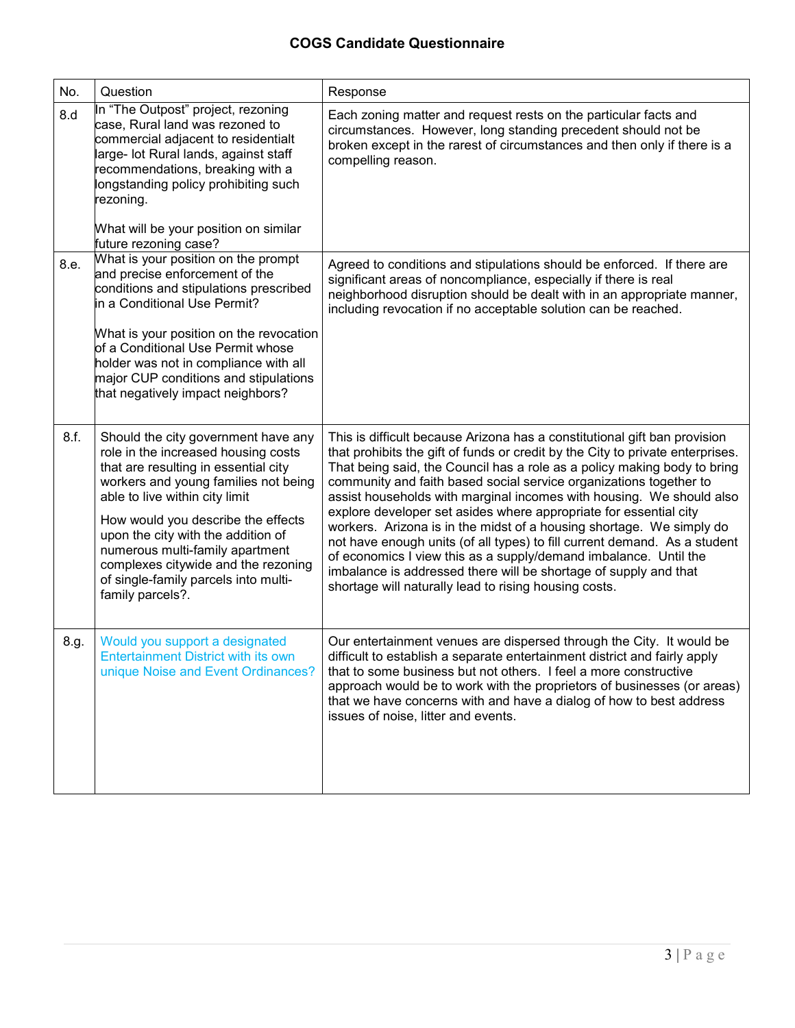# COGS Candidate Questionnaire

| No. | Question | Response |
|---|---|---|
| 8.d | In "The Outpost" project, rezoning case, Rural land was rezoned to commercial adjacent to residentialt large- lot Rural lands, against staff recommendations, breaking with a longstanding policy prohibiting such rezoning.<br><br>What will be your position on similar future rezoning case? | Each zoning matter and request rests on the particular facts and circumstances. However, long standing precedent should not be broken except in the rarest of circumstances and then only if there is a compelling reason. |
| 8.e. | What is your position on the prompt and precise enforcement of the conditions and stipulations prescribed in a Conditional Use Permit?<br><br>What is your position on the revocation of a Conditional Use Permit whose holder was not in compliance with all major CUP conditions and stipulations that negatively impact neighbors? | Agreed to conditions and stipulations should be enforced. If there are significant areas of noncompliance, especially if there is real neighborhood disruption should be dealt with in an appropriate manner, including revocation if no acceptable solution can be reached. |
| 8.f. | Should the city government have any role in the increased housing costs that are resulting in essential city workers and young families not being able to live within city limit<br><br>How would you describe the effects upon the city with the addition of numerous multi-family apartment complexes citywide and the rezoning of single-family parcels into multi-family parcels?. | This is difficult because Arizona has a constitutional gift ban provision that prohibits the gift of funds or credit by the City to private enterprises. That being said, the Council has a role as a policy making body to bring community and faith based social service organizations together to assist households with marginal incomes with housing. We should also explore developer set asides where appropriate for essential city workers. Arizona is in the midst of a housing shortage. We simply do not have enough units (of all types) to fill current demand. As a student of economics I view this as a supply/demand imbalance. Until the imbalance is addressed there will be shortage of supply and that shortage will naturally lead to rising housing costs. |
| 8.g. | Would you support a designated Entertainment District with its own unique Noise and Event Ordinances? | Our entertainment venues are dispersed through the City. It would be difficult to establish a separate entertainment district and fairly apply that to some business but not others. I feel a more constructive approach would be to work with the proprietors of businesses (or areas) that we have concerns with and have a dialog of how to best address issues of noise, litter and events. |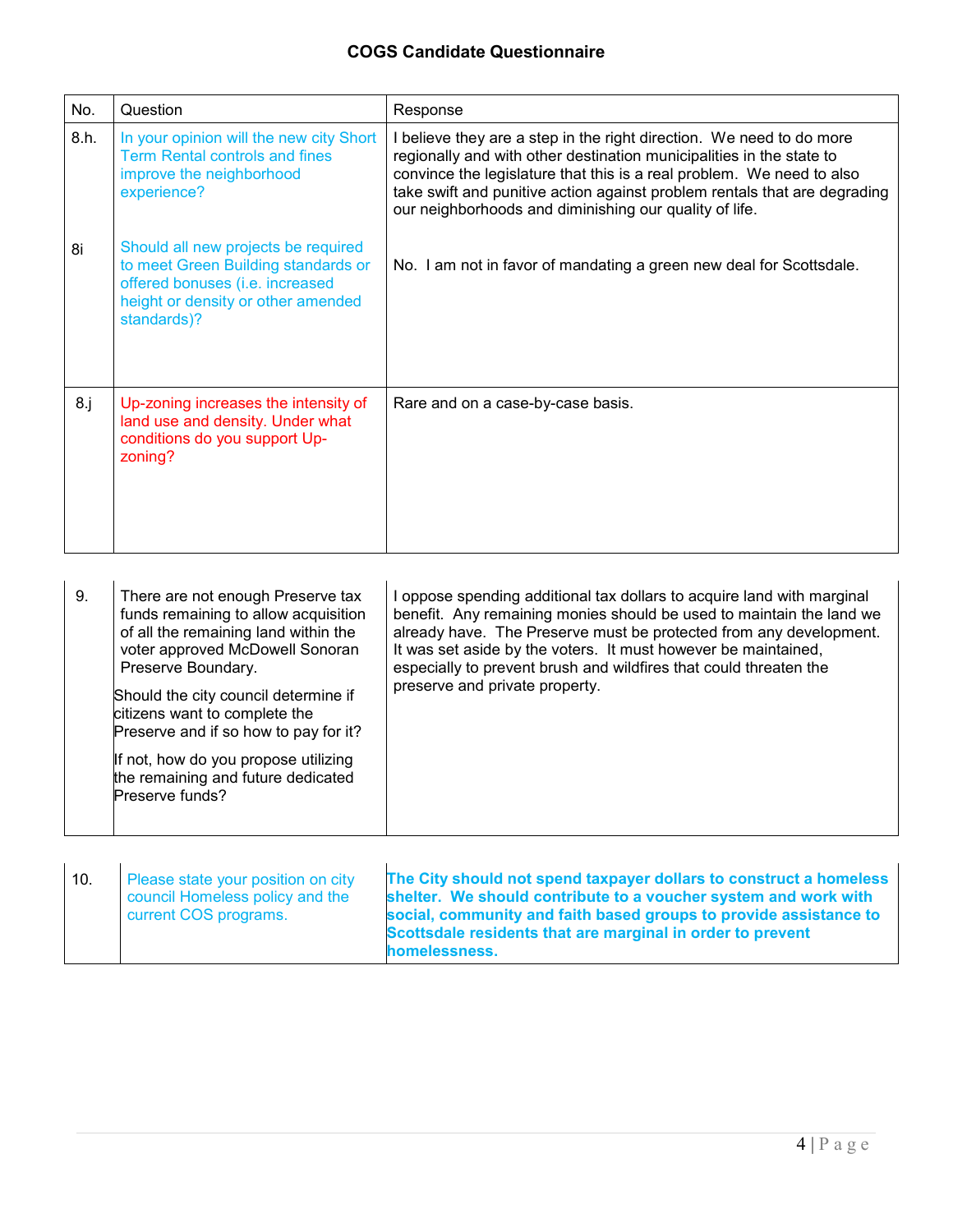# COGS Candidate Questionnaire

| No. | Question | Response |
|---|---|---|
| 8.h. | In your opinion will the new city Short Term Rental controls and fines improve the neighborhood experience? | I believe they are a step in the right direction. We need to do more regionally and with other destination municipalities in the state to convince the legislature that this is a real problem. We need to also take swift and punitive action against problem rentals that are degrading our neighborhoods and diminishing our quality of life. |
| 8i | Should all new projects be required to meet Green Building standards or offered bonuses (i.e. increased height or density or other amended standards)? | No. I am not in favor of mandating a green new deal for Scottsdale. |
| 8.j | Up-zoning increases the intensity of land use and density. Under what conditions do you support Up-zoning? | Rare and on a case-by-case basis. |

| | | |
|---|---|---|
| 9. | There are not enough Preserve tax funds remaining to allow acquisition of all the remaining land within the voter approved McDowell Sonoran Preserve Boundary.<br><br>Should the city council determine if citizens want to complete the Preserve and if so how to pay for it?<br><br>If not, how do you propose utilizing the remaining and future dedicated Preserve funds? | I oppose spending additional tax dollars to acquire land with marginal benefit. Any remaining monies should be used to maintain the land we already have. The Preserve must be protected from any development. It was set aside by the voters. It must however be maintained, especially to prevent brush and wildfires that could threaten the preserve and private property. |

| | | |
|---|---|---|
| 10. | Please state your position on city council Homeless policy and the current COS programs. | **The City should not spend taxpayer dollars to construct a homeless shelter. We should contribute to a voucher system and work with social, community and faith based groups to provide assistance to Scottsdale residents that are marginal in order to prevent homelessness.** |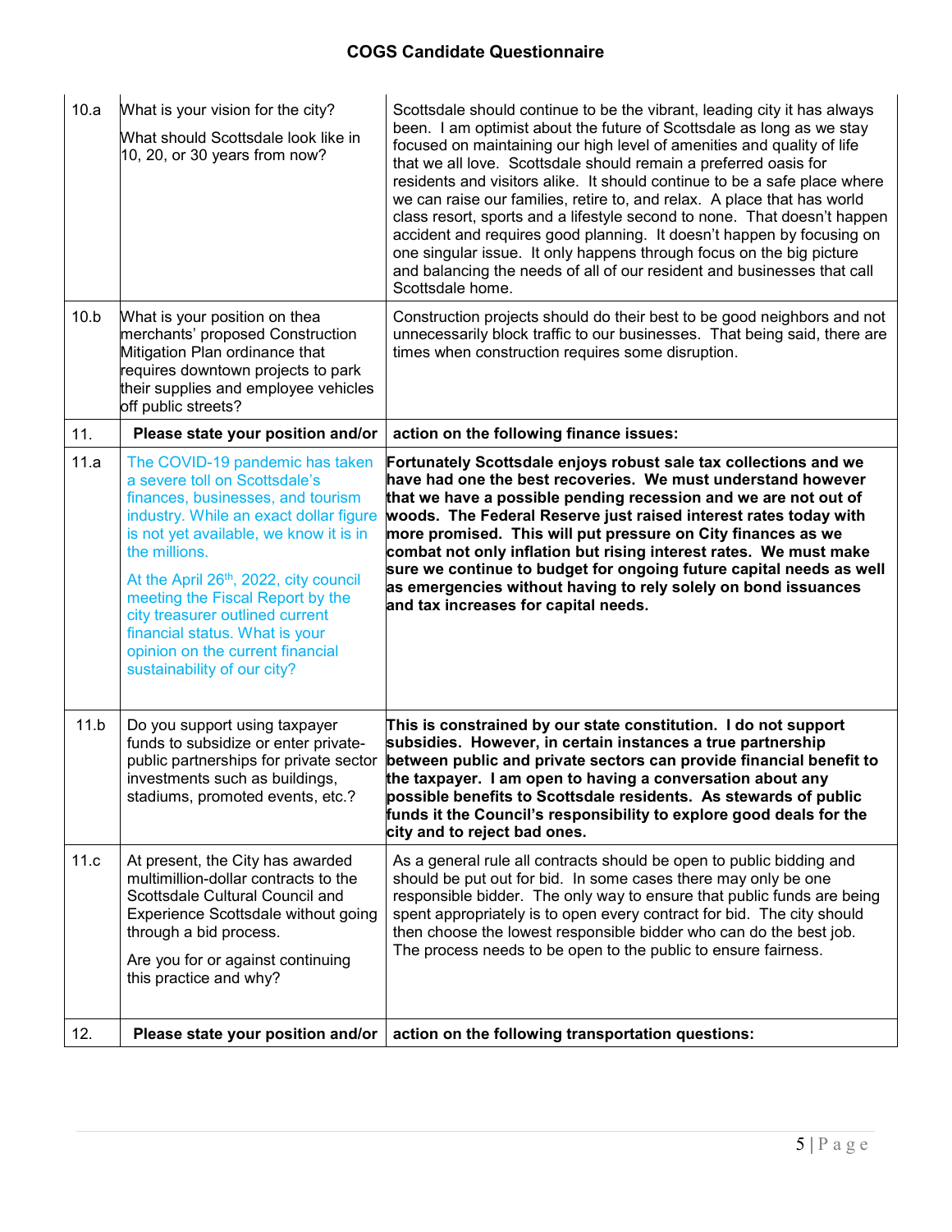| | | |
|---|---|---|
| 10.a | What is your vision for the city?<br><br>What should Scottsdale look like in 10, 20, or 30 years from now? | Scottsdale should continue to be the vibrant, leading city it has always been. I am optimist about the future of Scottsdale as long as we stay focused on maintaining our high level of amenities and quality of life that we all love. Scottsdale should remain a preferred oasis for residents and visitors alike. It should continue to be a safe place where we can raise our families, retire to, and relax. A place that has world class resort, sports and a lifestyle second to none. That doesn't happen accident and requires good planning. It doesn't happen by focusing on one singular issue. It only happens through focus on the big picture and balancing the needs of all of our resident and businesses that call Scottsdale home. |
| 10.b | What is your position on thea merchants' proposed Construction Mitigation Plan ordinance that requires downtown projects to park their supplies and employee vehicles off public streets? | Construction projects should do their best to be good neighbors and not unnecessarily block traffic to our businesses. That being said, there are times when construction requires some disruption. |
| 11. | **Please state your position and/or** | **action on the following finance issues:** |
| 11.a | The COVID-19 pandemic has taken a severe toll on Scottsdale's finances, businesses, and tourism industry. While an exact dollar figure is not yet available, we know it is in the millions.<br><br>At the April 26th, 2022, city council meeting the Fiscal Report by the city treasurer outlined current financial status. What is your opinion on the current financial sustainability of our city? | **Fortunately Scottsdale enjoys robust sale tax collections and we have had one the best recoveries. We must understand however that we have a possible pending recession and we are not out of woods. The Federal Reserve just raised interest rates today with more promised. This will put pressure on City finances as we combat not only inflation but rising interest rates. We must make sure we continue to budget for ongoing future capital needs as well as emergencies without having to rely solely on bond issuances and tax increases for capital needs.** |
| 11.b | Do you support using taxpayer funds to subsidize or enter private-public partnerships for private sector investments such as buildings, stadiums, promoted events, etc.? | **This is constrained by our state constitution. I do not support subsidies. However, in certain instances a true partnership between public and private sectors can provide financial benefit to the taxpayer. I am open to having a conversation about any possible benefits to Scottsdale residents. As stewards of public funds it the Council's responsibility to explore good deals for the city and to reject bad ones.** |
| 11.c | At present, the City has awarded multimillion-dollar contracts to the Scottsdale Cultural Council and Experience Scottsdale without going through a bid process.<br><br>Are you for or against continuing this practice and why? | As a general rule all contracts should be open to public bidding and should be put out for bid. In some cases there may only be one responsible bidder. The only way to ensure that public funds are being spent appropriately is to open every contract for bid. The city should then choose the lowest responsible bidder who can do the best job. The process needs to be open to the public to ensure fairness. |
| 12. | **Please state your position and/or** | **action on the following transportation questions:** |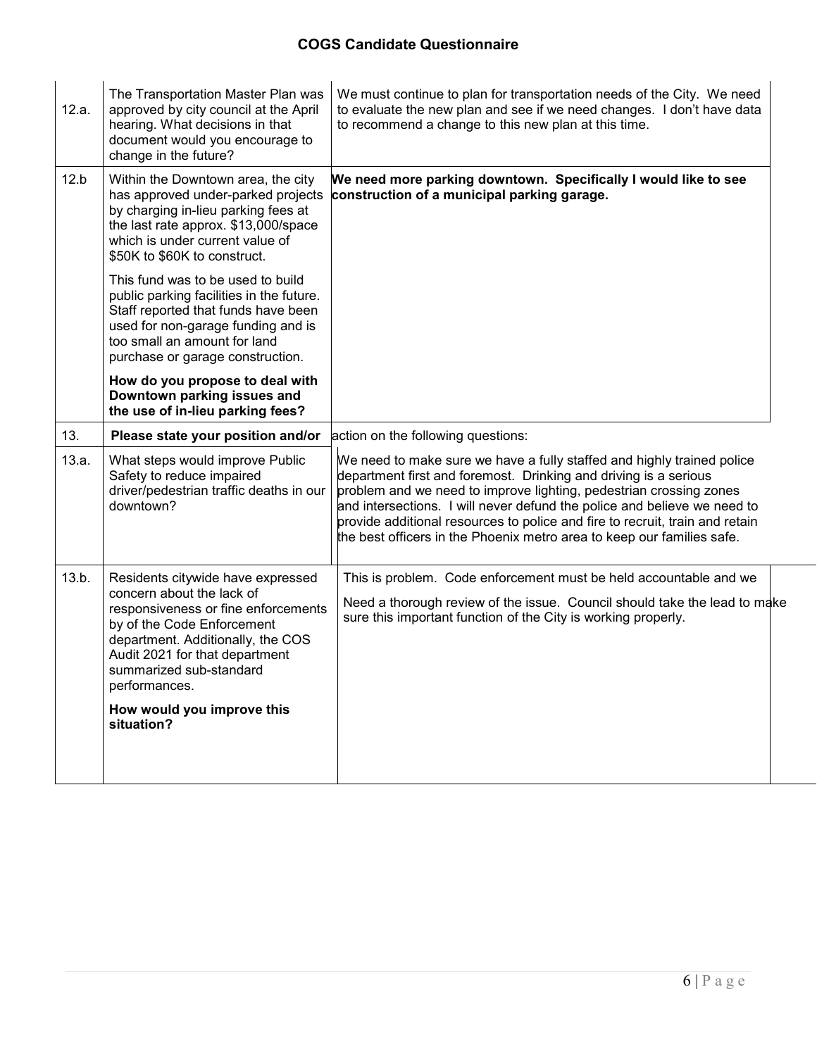| | | |
|---|---|---|
| 12.a. | The Transportation Master Plan was approved by city council at the April hearing. What decisions in that document would you encourage to change in the future? | We must continue to plan for transportation needs of the City. We need to evaluate the new plan and see if we need changes. I don't have data to recommend a change to this new plan at this time. |
| 12.b | Within the Downtown area, the city has approved under-parked projects by charging in-lieu parking fees at the last rate approx. $13,000/space which is under current value of $50K to $60K to construct.<br><br>This fund was to be used to build public parking facilities in the future. Staff reported that funds have been used for non-garage funding and is too small an amount for land purchase or garage construction.<br><br>**How do you propose to deal with Downtown parking issues and the use of in-lieu parking fees?** | **We need more parking downtown. Specifically I would like to see construction of a municipal parking garage.** |
| 13. | **Please state your position and/or** | action on the following questions: |
| 13.a. | What steps would improve Public Safety to reduce impaired driver/pedestrian traffic deaths in our downtown? | We need to make sure we have a fully staffed and highly trained police department first and foremost. Drinking and driving is a serious problem and we need to improve lighting, pedestrian crossing zones and intersections. I will never defund the police and believe we need to provide additional resources to police and fire to recruit, train and retain the best officers in the Phoenix metro area to keep our families safe. |
| 13.b. | Residents citywide have expressed concern about the lack of responsiveness or fine enforcements by of the Code Enforcement department. Additionally, the COS Audit 2021 for that department summarized sub-standard performances.<br><br>**How would you improve this situation?** | This is problem. Code enforcement must be held accountable and we<br><br>Need a thorough review of the issue. Council should take the lead to make sure this important function of the City is working properly. |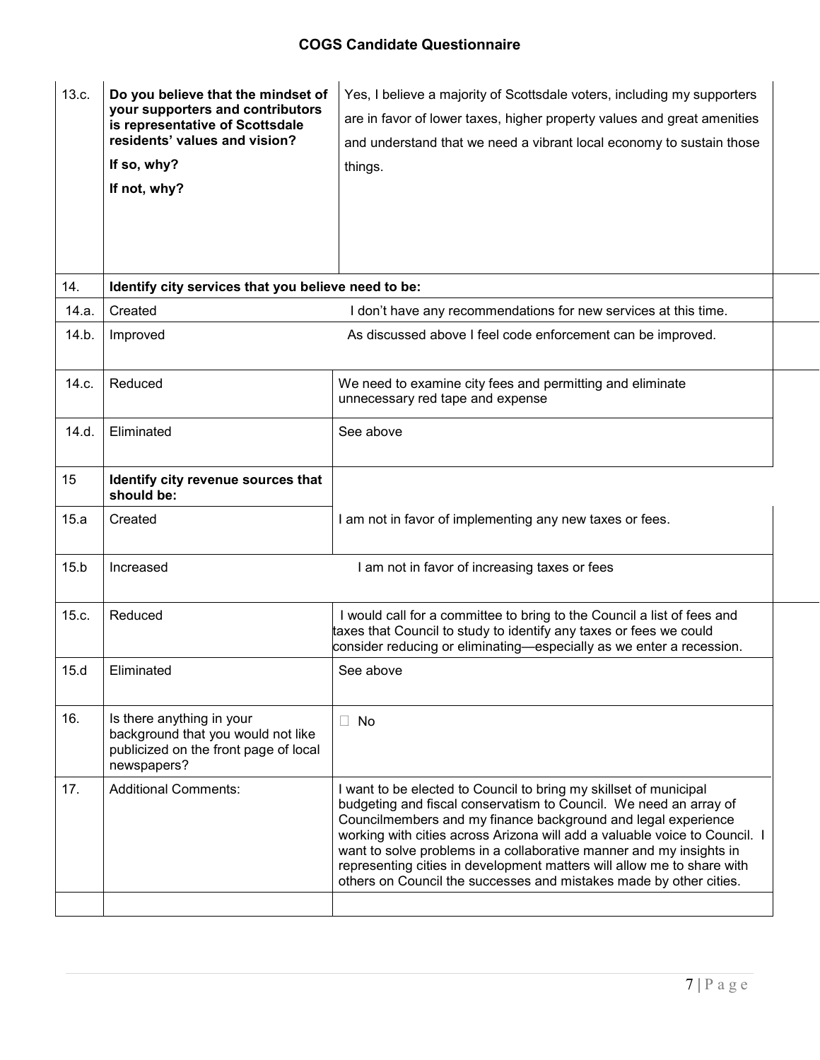## COGS Candidate Questionnaire

| | | |
|---|---|---|
| 13.c. | **Do you believe that the mindset of your supporters and contributors is representative of Scottsdale residents' values and vision?**<br>**If so, why?**<br>**If not, why?** | Yes, I believe a majority of Scottsdale voters, including my supporters are in favor of lower taxes, higher property values and great amenities and understand that we need a vibrant local economy to sustain those things. |
| 14. | **Identify city services that you believe need to be:** | |
| 14.a. | Created | I don't have any recommendations for new services at this time. |
| 14.b. | Improved | As discussed above I feel code enforcement can be improved. |
| 14.c. | Reduced | We need to examine city fees and permitting and eliminate unnecessary red tape and expense |
| 14.d. | Eliminated | See above |
| 15 | **Identify city revenue sources that should be:** | |
| 15.a | Created | I am not in favor of implementing any new taxes or fees. |
| 15.b | Increased | I am not in favor of increasing taxes or fees |
| 15.c. | Reduced | I would call for a committee to bring to the Council a list of fees and taxes that Council to study to identify any taxes or fees we could consider reducing or eliminating—especially as we enter a recession. |
| 15.d | Eliminated | See above |
| 16. | Is there anything in your background that you would not like publicized on the front page of local newspapers? | ☐ No |
| 17. | Additional Comments: | I want to be elected to Council to bring my skillset of municipal budgeting and fiscal conservatism to Council. We need an array of Councilmembers and my finance background and legal experience working with cities across Arizona will add a valuable voice to Council. I want to solve problems in a collaborative manner and my insights in representing cities in development matters will allow me to share with others on Council the successes and mistakes made by other cities. |
| | | |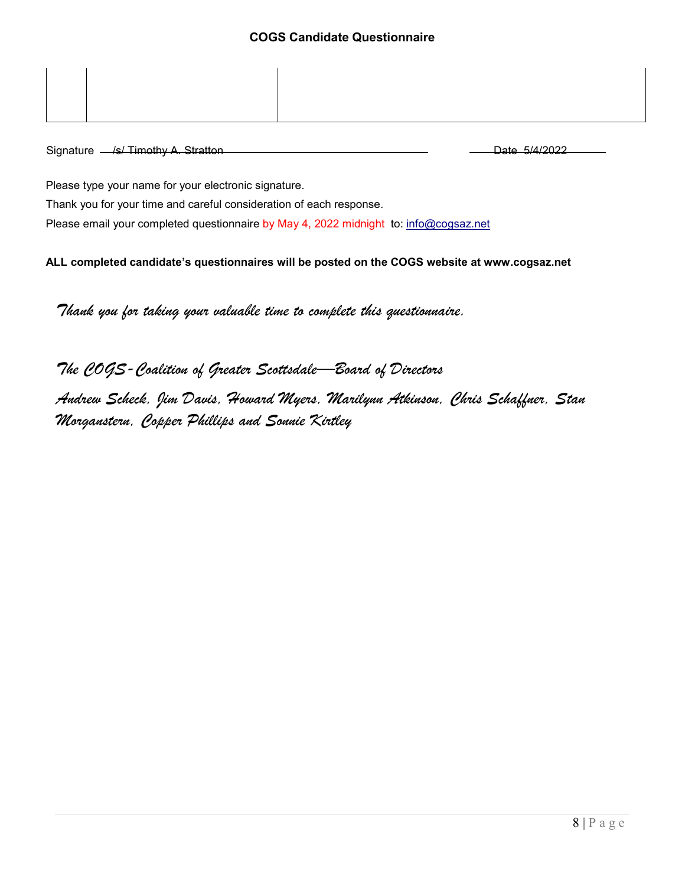| | | |
|---|---|---|
| | | |

Signature /s/ Timothy A. Stratton Date 5/4/2022

Please type your name for your electronic signature.

Thank you for your time and careful consideration of each response.

Please email your completed questionnaire by May 4, 2022 midnight to: info@cogsaz.net

**ALL completed candidate's questionnaires will be posted on the COGS website at www.cogsaz.net**

*Thank you for taking your valuable time to complete this questionnaire.*

*The COGS-Coalition of Greater Scottsdale—Board of Directors*

*Andrew Scheck, Jim Davis, Howard Myers, Marilynn Atkinson, Chris Schaffner, Stan Morganstern, Copper Phillips and Sonnie Kirtley*